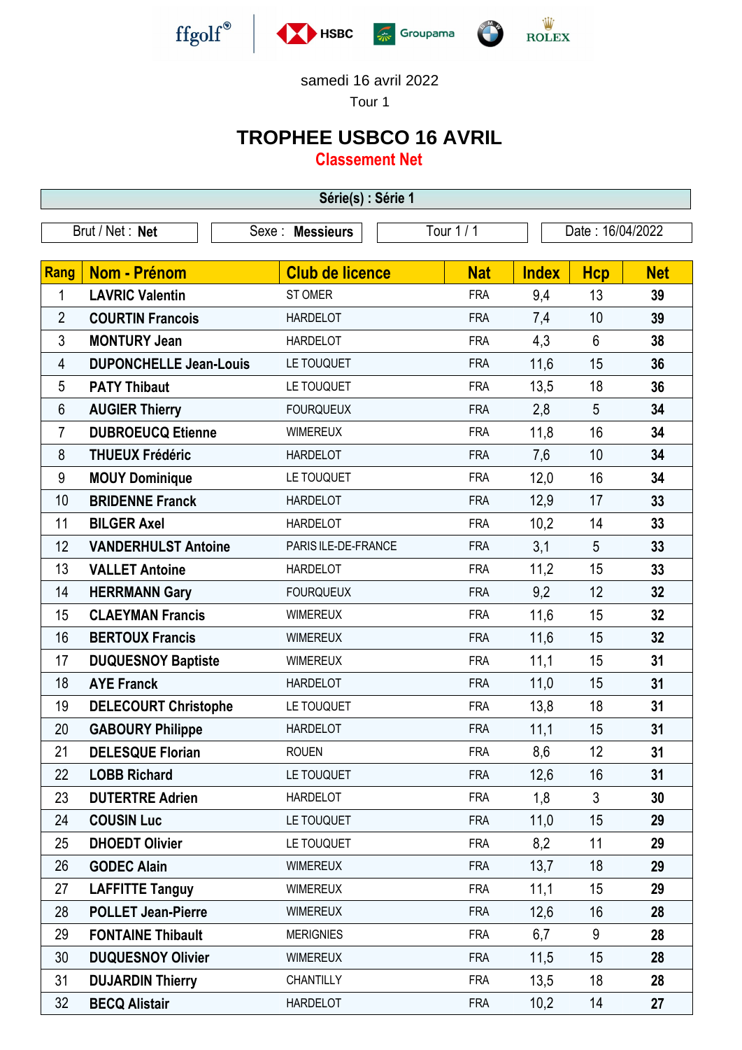ffgolf® HSBC Groupama BMW ROLEX

samedi 16 avril 2022

Tour 1

# TROPHEE USBCO 16 AVRIL

## Classement Net

**Série(s) : Série 1**

Brut / Net : **Net** | Sexe : **Messieurs** | Tour 1 / 1 | Date : 16/04/2022

| Rang | Nom - Prénom | Club de licence | Nat | Index | Hcp | Net |
|---|---|---|---|---|---|---|
| 1 | **LAVRIC Valentin** | ST OMER | FRA | 9,4 | 13 | **39** |
| 2 | **COURTIN Francois** | HARDELOT | FRA | 7,4 | 10 | **39** |
| 3 | **MONTURY Jean** | HARDELOT | FRA | 4,3 | 6 | **38** |
| 4 | **DUPONCHELLE Jean-Louis** | LE TOUQUET | FRA | 11,6 | 15 | **36** |
| 5 | **PATY Thibaut** | LE TOUQUET | FRA | 13,5 | 18 | **36** |
| 6 | **AUGIER Thierry** | FOURQUEUX | FRA | 2,8 | 5 | **34** |
| 7 | **DUBROEUCQ Etienne** | WIMEREUX | FRA | 11,8 | 16 | **34** |
| 8 | **THUEUX Frédéric** | HARDELOT | FRA | 7,6 | 10 | **34** |
| 9 | **MOUY Dominique** | LE TOUQUET | FRA | 12,0 | 16 | **34** |
| 10 | **BRIDENNE Franck** | HARDELOT | FRA | 12,9 | 17 | **33** |
| 11 | **BILGER Axel** | HARDELOT | FRA | 10,2 | 14 | **33** |
| 12 | **VANDERHULST Antoine** | PARIS ILE-DE-FRANCE | FRA | 3,1 | 5 | **33** |
| 13 | **VALLET Antoine** | HARDELOT | FRA | 11,2 | 15 | **33** |
| 14 | **HERRMANN Gary** | FOURQUEUX | FRA | 9,2 | 12 | **32** |
| 15 | **CLAEYMAN Francis** | WIMEREUX | FRA | 11,6 | 15 | **32** |
| 16 | **BERTOUX Francis** | WIMEREUX | FRA | 11,6 | 15 | **32** |
| 17 | **DUQUESNOY Baptiste** | WIMEREUX | FRA | 11,1 | 15 | **31** |
| 18 | **AYE Franck** | HARDELOT | FRA | 11,0 | 15 | **31** |
| 19 | **DELECOURT Christophe** | LE TOUQUET | FRA | 13,8 | 18 | **31** |
| 20 | **GABOURY Philippe** | HARDELOT | FRA | 11,1 | 15 | **31** |
| 21 | **DELESQUE Florian** | ROUEN | FRA | 8,6 | 12 | **31** |
| 22 | **LOBB Richard** | LE TOUQUET | FRA | 12,6 | 16 | **31** |
| 23 | **DUTERTRE Adrien** | HARDELOT | FRA | 1,8 | 3 | **30** |
| 24 | **COUSIN Luc** | LE TOUQUET | FRA | 11,0 | 15 | **29** |
| 25 | **DHOEDT Olivier** | LE TOUQUET | FRA | 8,2 | 11 | **29** |
| 26 | **GODEC Alain** | WIMEREUX | FRA | 13,7 | 18 | **29** |
| 27 | **LAFFITTE Tanguy** | WIMEREUX | FRA | 11,1 | 15 | **29** |
| 28 | **POLLET Jean-Pierre** | WIMEREUX | FRA | 12,6 | 16 | **28** |
| 29 | **FONTAINE Thibault** | MERIGNIES | FRA | 6,7 | 9 | **28** |
| 30 | **DUQUESNOY Olivier** | WIMEREUX | FRA | 11,5 | 15 | **28** |
| 31 | **DUJARDIN Thierry** | CHANTILLY | FRA | 13,5 | 18 | **28** |
| 32 | **BECQ Alistair** | HARDELOT | FRA | 10,2 | 14 | **27** |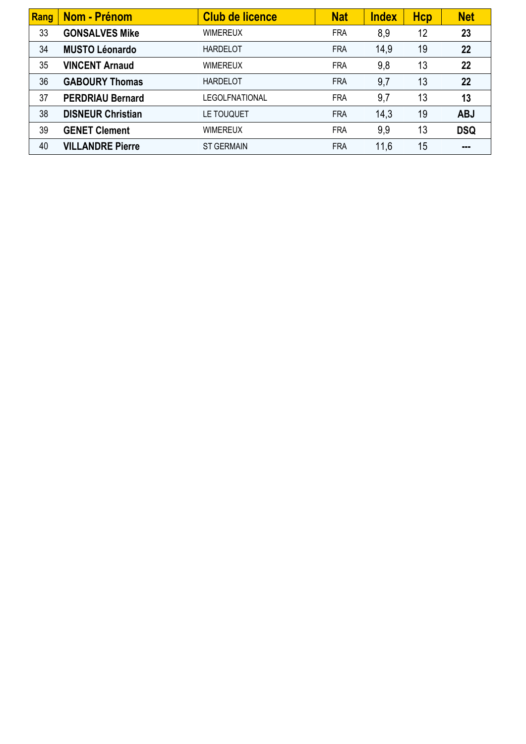| Rang | Nom - Prénom | Club de licence | Nat | Index | Hcp | Net |
|---|---|---|---|---|---|---|
| 33 | **GONSALVES Mike** | WIMEREUX | FRA | 8,9 | 12 | **23** |
| 34 | **MUSTO Léonardo** | HARDELOT | FRA | 14,9 | 19 | **22** |
| 35 | **VINCENT Arnaud** | WIMEREUX | FRA | 9,8 | 13 | **22** |
| 36 | **GABOURY Thomas** | HARDELOT | FRA | 9,7 | 13 | **22** |
| 37 | **PERDRIAU Bernard** | LEGOLFNATIONAL | FRA | 9,7 | 13 | **13** |
| 38 | **DISNEUR Christian** | LE TOUQUET | FRA | 14,3 | 19 | **ABJ** |
| 39 | **GENET Clement** | WIMEREUX | FRA | 9,9 | 13 | **DSQ** |
| 40 | **VILLANDRE Pierre** | ST GERMAIN | FRA | 11,6 | 15 | **---** |